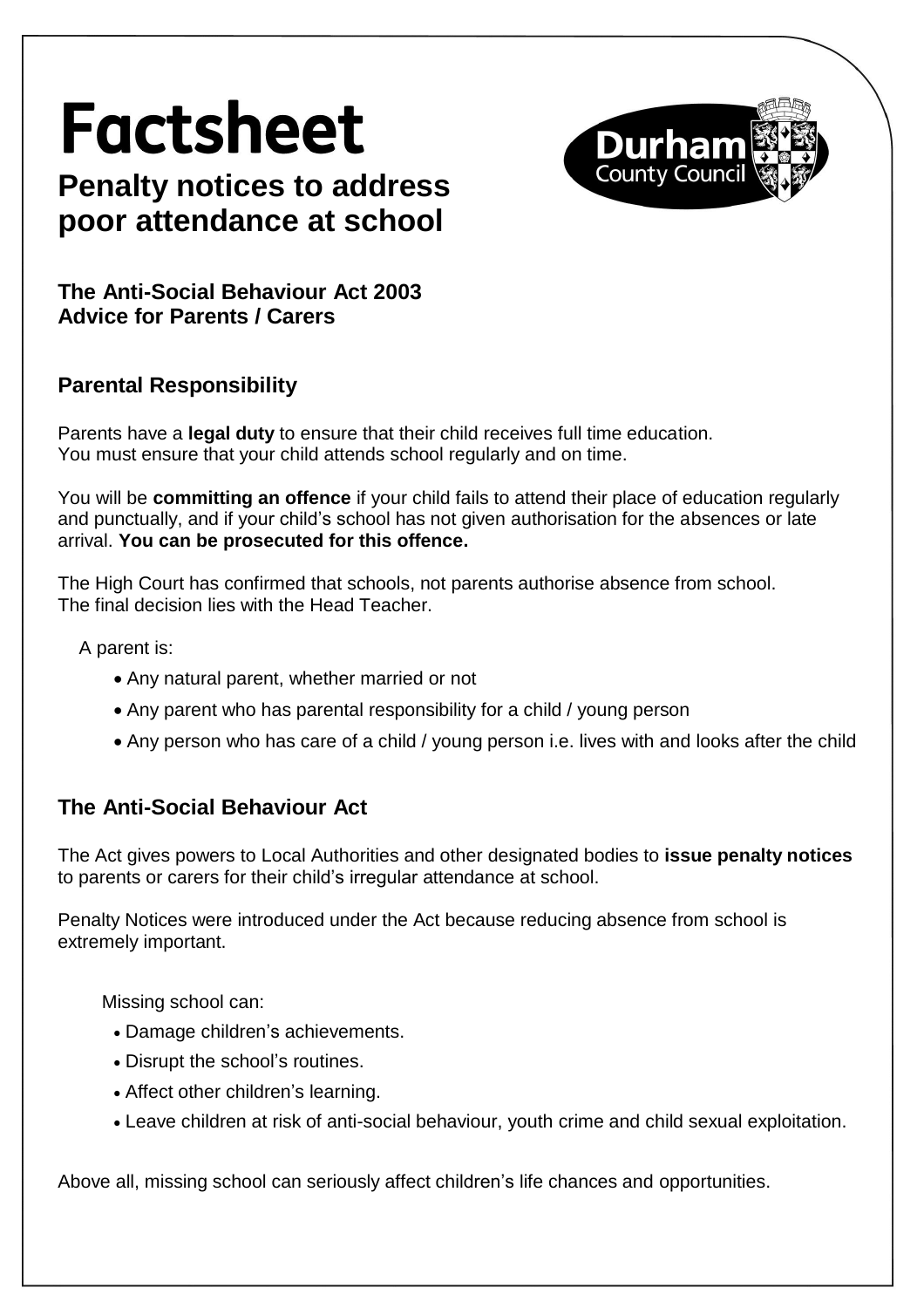# Factsheet

## Penalty notices to address poor attendance at school

**The Anti-Social Behaviour Act 2003**
**Advice for Parents / Carers**

### Parental Responsibility

Parents have a **legal duty** to ensure that their child receives full time education.
You must ensure that your child attends school regularly and on time.

You will be **committing an offence** if your child fails to attend their place of education regularly and punctually, and if your child's school has not given authorisation for the absences or late arrival. **You can be prosecuted for this offence.**

The High Court has confirmed that schools, not parents authorise absence from school.
The final decision lies with the Head Teacher.

A parent is:

- Any natural parent, whether married or not
- Any parent who has parental responsibility for a child / young person
- Any person who has care of a child / young person i.e. lives with and looks after the child

### The Anti-Social Behaviour Act

The Act gives powers to Local Authorities and other designated bodies to **issue penalty notices** to parents or carers for their child's irregular attendance at school.

Penalty Notices were introduced under the Act because reducing absence from school is extremely important.

Missing school can:

- Damage children's achievements.
- Disrupt the school's routines.
- Affect other children's learning.
- Leave children at risk of anti-social behaviour, youth crime and child sexual exploitation.

Above all, missing school can seriously affect children's life chances and opportunities.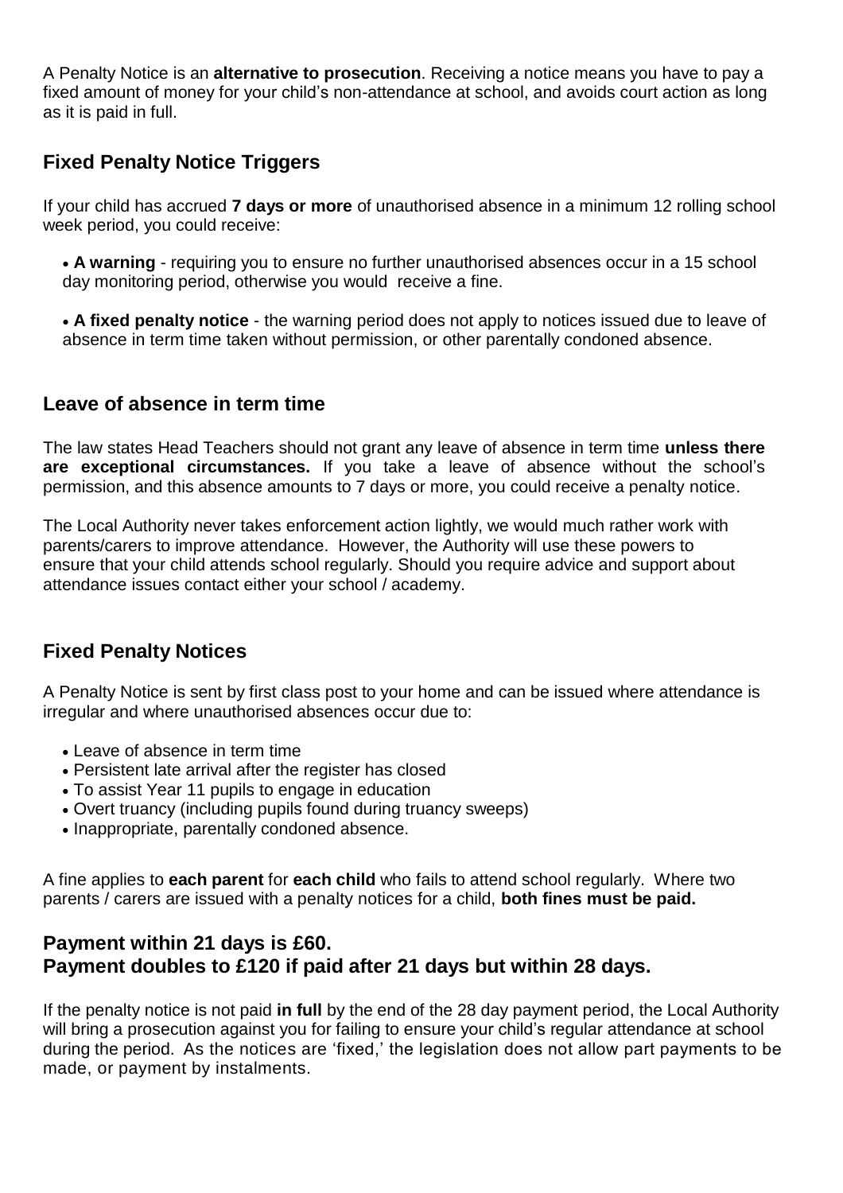A Penalty Notice is an **alternative to prosecution**. Receiving a notice means you have to pay a fixed amount of money for your child's non-attendance at school, and avoids court action as long as it is paid in full.

## Fixed Penalty Notice Triggers

If your child has accrued **7 days or more** of unauthorised absence in a minimum 12 rolling school week period, you could receive:

- **A warning** - requiring you to ensure no further unauthorised absences occur in a 15 school day monitoring period, otherwise you would receive a fine.
- **A fixed penalty notice** - the warning period does not apply to notices issued due to leave of absence in term time taken without permission, or other parentally condoned absence.

## Leave of absence in term time

The law states Head Teachers should not grant any leave of absence in term time **unless there are exceptional circumstances.** If you take a leave of absence without the school's permission, and this absence amounts to 7 days or more, you could receive a penalty notice.

The Local Authority never takes enforcement action lightly, we would much rather work with parents/carers to improve attendance. However, the Authority will use these powers to ensure that your child attends school regularly. Should you require advice and support about attendance issues contact either your school / academy.

## Fixed Penalty Notices

A Penalty Notice is sent by first class post to your home and can be issued where attendance is irregular and where unauthorised absences occur due to:

- Leave of absence in term time
- Persistent late arrival after the register has closed
- To assist Year 11 pupils to engage in education
- Overt truancy (including pupils found during truancy sweeps)
- Inappropriate, parentally condoned absence.

A fine applies to **each parent** for **each child** who fails to attend school regularly. Where two parents / carers are issued with a penalty notices for a child, **both fines must be paid.**

## Payment within 21 days is £60.
## Payment doubles to £120 if paid after 21 days but within 28 days.

If the penalty notice is not paid **in full** by the end of the 28 day payment period, the Local Authority will bring a prosecution against you for failing to ensure your child's regular attendance at school during the period. As the notices are 'fixed,' the legislation does not allow part payments to be made, or payment by instalments.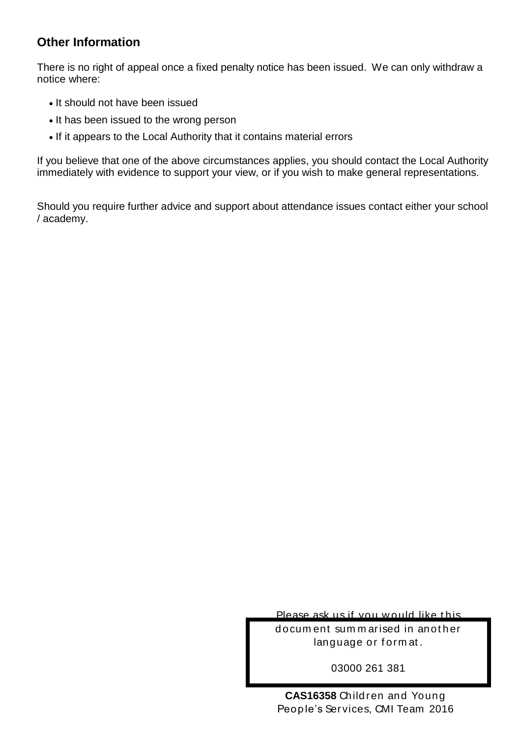## Other Information

There is no right of appeal once a fixed penalty notice has been issued. We can only withdraw a notice where:

- It should not have been issued
- It has been issued to the wrong person
- If it appears to the Local Authority that it contains material errors

If you believe that one of the above circumstances applies, you should contact the Local Authority immediately with evidence to support your view, or if you wish to make general representations.

Should you require further advice and support about attendance issues contact either your school / academy.

Please ask us if you would like this document summarised in another language or format.

03000 261 381

**CAS16358** Children and Young People's Services, CMI Team 2016